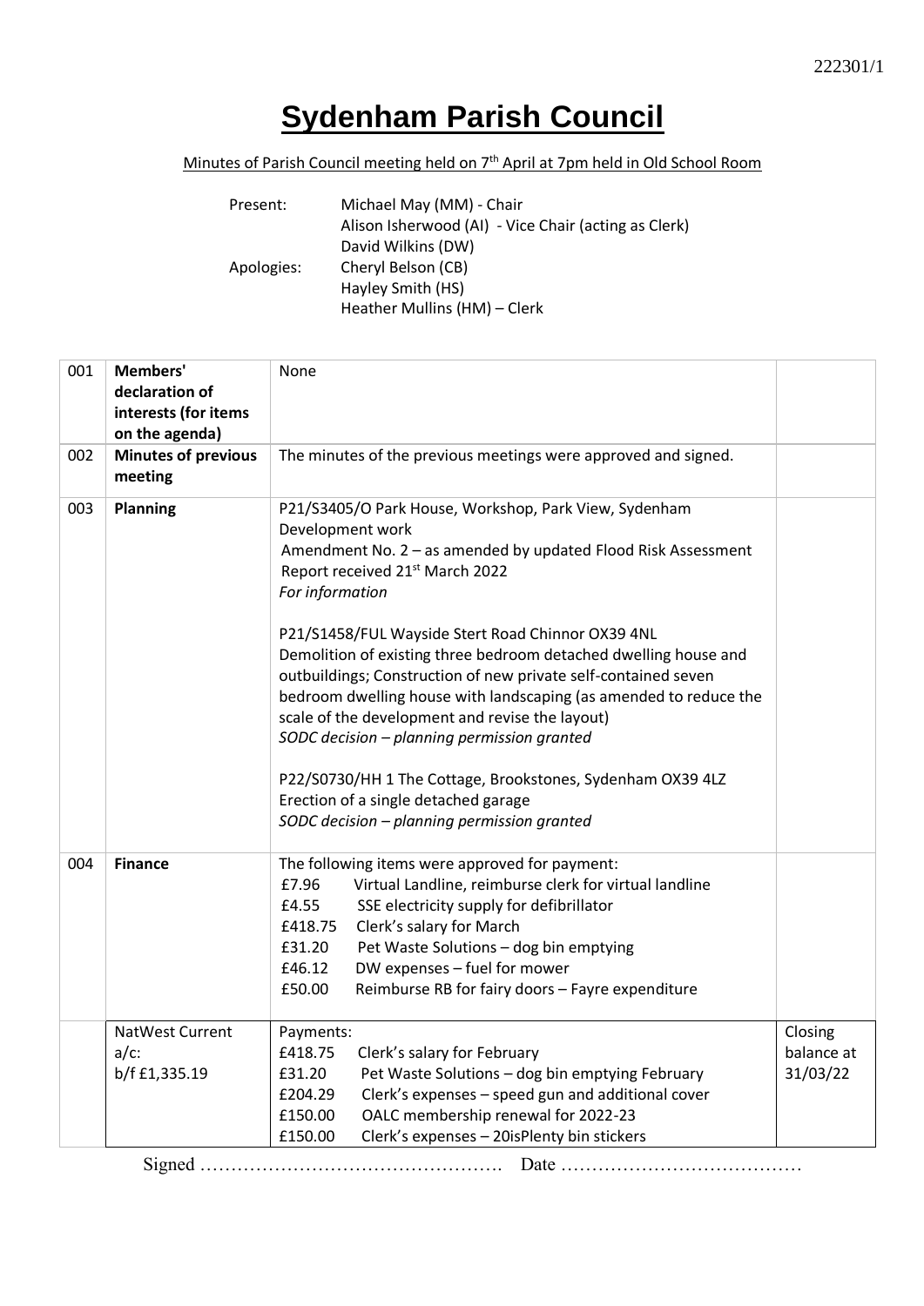# Sydenham Parish Council

Minutes of Parish Council meeting held on 7th April at 7pm held in Old School Room

| | |
|---|---|
| Present: | Michael May (MM) - Chair |
| | Alison Isherwood (AI) - Vice Chair (acting as Clerk) |
| | David Wilkins (DW) |
| Apologies: | Cheryl Belson (CB) |
| | Hayley Smith (HS) |
| | Heather Mullins (HM) – Clerk |

| | | | |
|---|---|---|---|
| 001 | **Members' declaration of interests (for items on the agenda)** | None | |
| 002 | **Minutes of previous meeting** | The minutes of the previous meetings were approved and signed. | |
| 003 | **Planning** | P21/S3405/O Park House, Workshop, Park View, Sydenham<br>Development work<br>Amendment No. 2 – as amended by updated Flood Risk Assessment Report received 21st March 2022<br>*For information*<br><br>P21/S1458/FUL Wayside Stert Road Chinnor OX39 4NL<br>Demolition of existing three bedroom detached dwelling house and outbuildings; Construction of new private self-contained seven bedroom dwelling house with landscaping (as amended to reduce the scale of the development and revise the layout)<br>*SODC decision – planning permission granted*<br><br>P22/S0730/HH 1 The Cottage, Brookstones, Sydenham OX39 4LZ<br>Erection of a single detached garage<br>*SODC decision – planning permission granted* | |
| 004 | **Finance** | The following items were approved for payment:<br>£7.96 Virtual Landline, reimburse clerk for virtual landline<br>£4.55 SSE electricity supply for defibrillator<br>£418.75 Clerk's salary for March<br>£31.20 Pet Waste Solutions – dog bin emptying<br>£46.12 DW expenses – fuel for mower<br>£50.00 Reimburse RB for fairy doors – Fayre expenditure | |
| | NatWest Current a/c:<br>b/f £1,335.19 | Payments:<br>£418.75 Clerk's salary for February<br>£31.20 Pet Waste Solutions – dog bin emptying February<br>£204.29 Clerk's expenses – speed gun and additional cover<br>£150.00 OALC membership renewal for 2022-23<br>£150.00 Clerk's expenses – 20isPlenty bin stickers | Closing balance at 31/03/22 |

Signed …………………………………………. Date …………………………………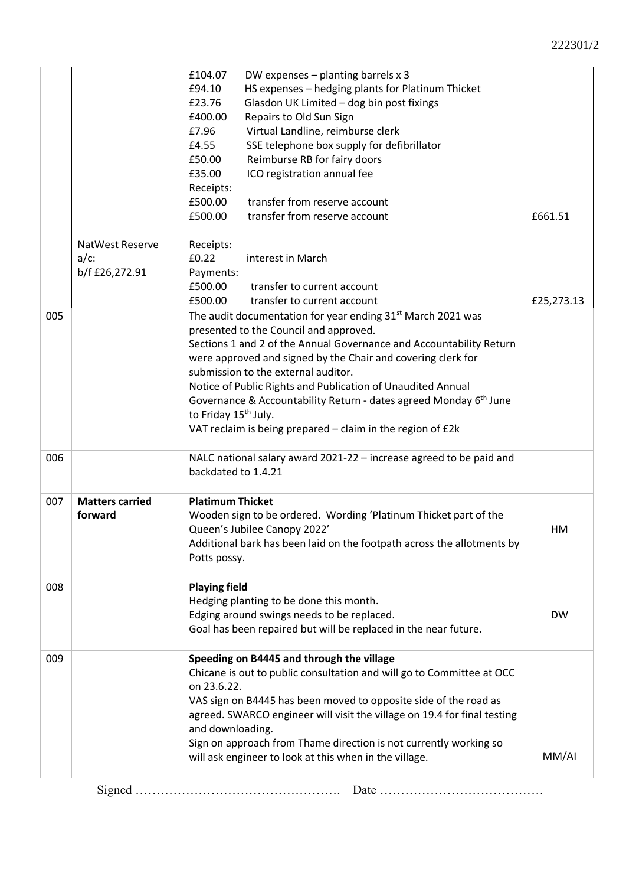| | | | |
|---|---|---|---|
| | | £104.07 DW expenses – planting barrels x 3<br>£94.10 HS expenses – hedging plants for Platinum Thicket<br>£23.76 Glasdon UK Limited – dog bin post fixings<br>£400.00 Repairs to Old Sun Sign<br>£7.96 Virtual Landline, reimburse clerk<br>£4.55 SSE telephone box supply for defibrillator<br>£50.00 Reimburse RB for fairy doors<br>£35.00 ICO registration annual fee<br>Receipts:<br>£500.00 transfer from reserve account<br>£500.00 transfer from reserve account | £661.51 |
| | NatWest Reserve a/c:<br>b/f £26,272.91 | Receipts:<br>£0.22 interest in March<br>Payments:<br>£500.00 transfer to current account<br>£500.00 transfer to current account | £25,273.13 |
| 005 | | The audit documentation for year ending 31st March 2021 was presented to the Council and approved.<br>Sections 1 and 2 of the Annual Governance and Accountability Return were approved and signed by the Chair and covering clerk for submission to the external auditor.<br>Notice of Public Rights and Publication of Unaudited Annual Governance & Accountability Return - dates agreed Monday 6th June to Friday 15th July.<br>VAT reclaim is being prepared – claim in the region of £2k | |
| 006 | | NALC national salary award 2021-22 – increase agreed to be paid and backdated to 1.4.21 | |
| 007 | **Matters carried forward** | **Platimum Thicket**<br>Wooden sign to be ordered. Wording 'Platinum Thicket part of the Queen's Jubilee Canopy 2022'<br>Additional bark has been laid on the footpath across the allotments by Potts possy. | HM |
| 008 | | **Playing field**<br>Hedging planting to be done this month.<br>Edging around swings needs to be replaced.<br>Goal has been repaired but will be replaced in the near future. | DW |
| 009 | | **Speeding on B4445 and through the village**<br>Chicane is out to public consultation and will go to Committee at OCC on 23.6.22.<br>VAS sign on B4445 has been moved to opposite side of the road as agreed. SWARCO engineer will visit the village on 19.4 for final testing and downloading.<br>Sign on approach from Thame direction is not currently working so will ask engineer to look at this when in the village. | MM/AI |

Signed …………………………………………. Date …………………………………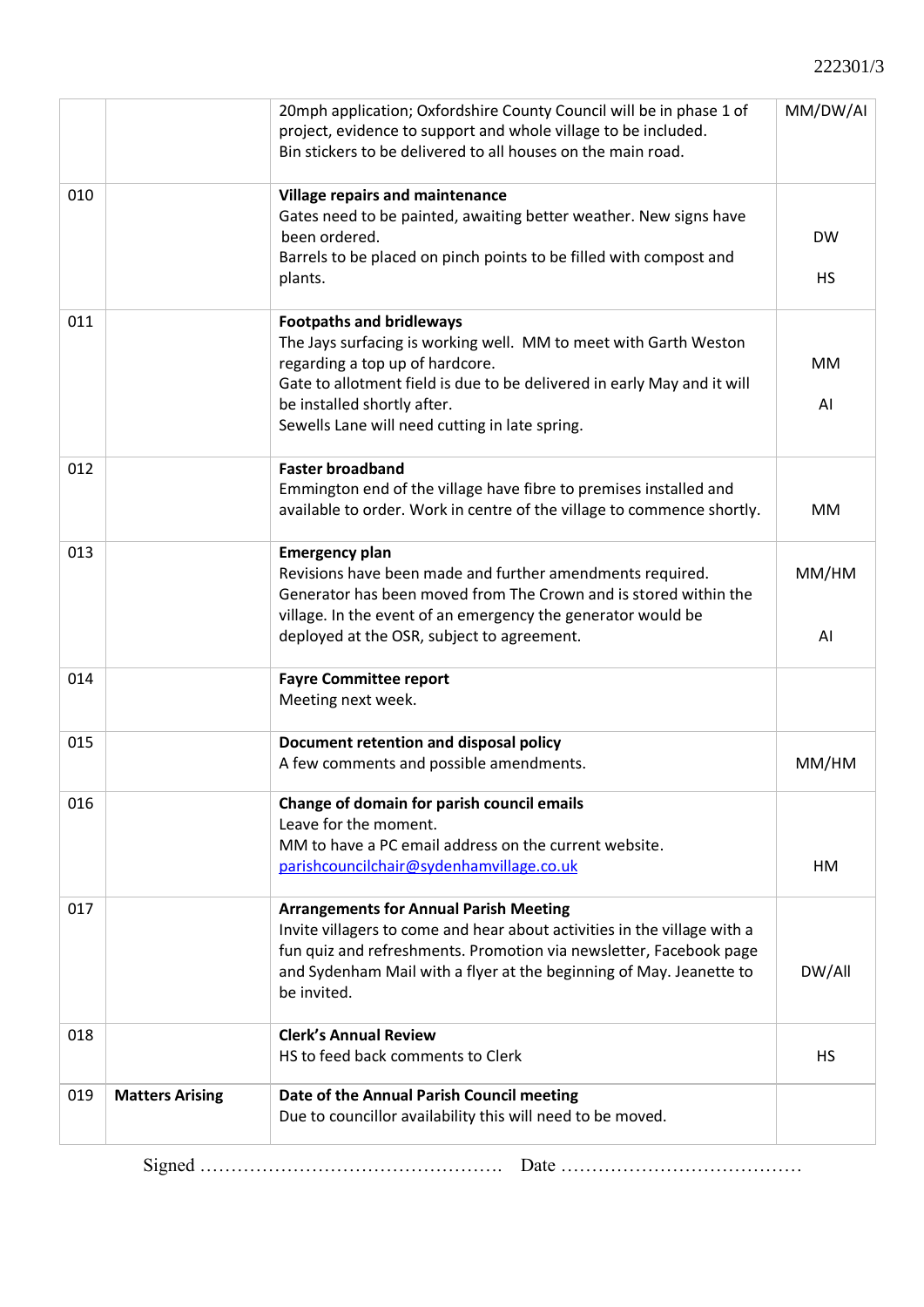| | | | |
|---|---|---|---|
| | | 20mph application; Oxfordshire County Council will be in phase 1 of project, evidence to support and whole village to be included.<br>Bin stickers to be delivered to all houses on the main road. | MM/DW/AI |
| 010 | | **Village repairs and maintenance**<br>Gates need to be painted, awaiting better weather. New signs have been ordered.<br>Barrels to be placed on pinch points to be filled with compost and plants. | DW<br>HS |
| 011 | | **Footpaths and bridleways**<br>The Jays surfacing is working well. MM to meet with Garth Weston regarding a top up of hardcore.<br>Gate to allotment field is due to be delivered in early May and it will be installed shortly after.<br>Sewells Lane will need cutting in late spring. | MM<br>AI |
| 012 | | **Faster broadband**<br>Emmington end of the village have fibre to premises installed and available to order. Work in centre of the village to commence shortly. | MM |
| 013 | | **Emergency plan**<br>Revisions have been made and further amendments required.<br>Generator has been moved from The Crown and is stored within the village. In the event of an emergency the generator would be deployed at the OSR, subject to agreement. | MM/HM<br>AI |
| 014 | | **Fayre Committee report**<br>Meeting next week. | |
| 015 | | **Document retention and disposal policy**<br>A few comments and possible amendments. | MM/HM |
| 016 | | **Change of domain for parish council emails**<br>Leave for the moment.<br>MM to have a PC email address on the current website.<br>parishcouncilchair@sydenhamvillage.co.uk | HM |
| 017 | | **Arrangements for Annual Parish Meeting**<br>Invite villagers to come and hear about activities in the village with a fun quiz and refreshments. Promotion via newsletter, Facebook page and Sydenham Mail with a flyer at the beginning of May. Jeanette to be invited. | DW/All |
| 018 | | **Clerk's Annual Review**<br>HS to feed back comments to Clerk | HS |
| 019 | **Matters Arising** | **Date of the Annual Parish Council meeting**<br>Due to councillor availability this will need to be moved. | |

Signed …………………………………………. Date …………………………………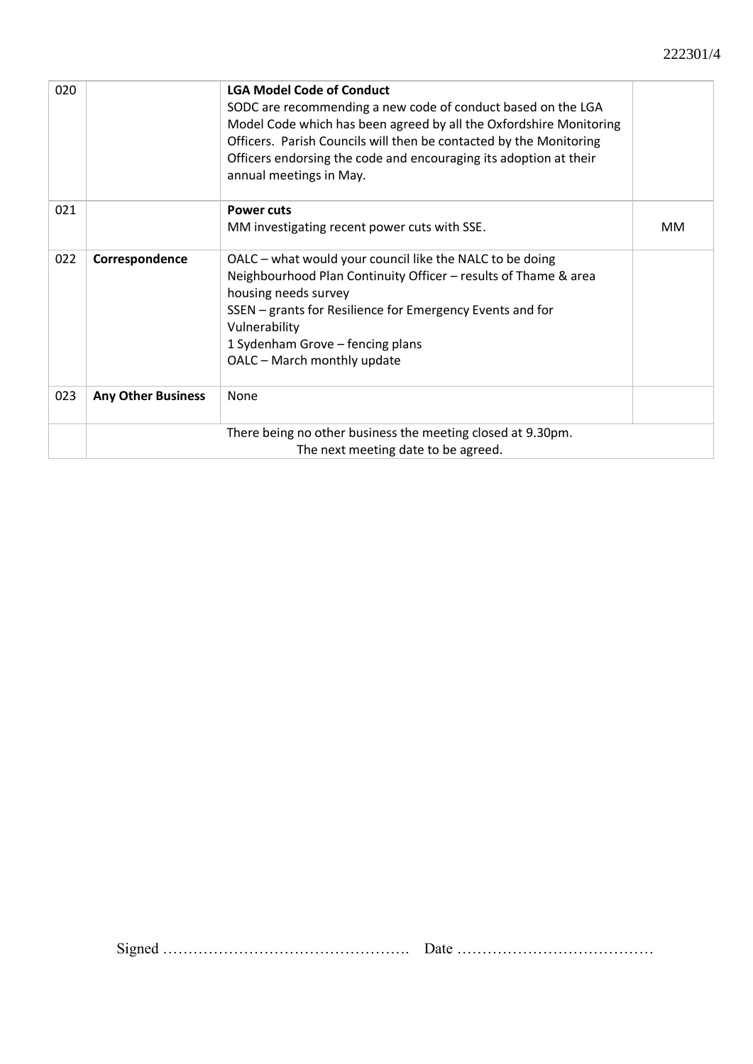| | | | |
|---|---|---|---|
| 020 | | **LGA Model Code of Conduct**<br>SODC are recommending a new code of conduct based on the LGA Model Code which has been agreed by all the Oxfordshire Monitoring Officers. Parish Councils will then be contacted by the Monitoring Officers endorsing the code and encouraging its adoption at their annual meetings in May. | |
| 021 | | **Power cuts**<br>MM investigating recent power cuts with SSE. | MM |
| 022 | **Correspondence** | OALC – what would your council like the NALC to be doing<br>Neighbourhood Plan Continuity Officer – results of Thame & area housing needs survey<br>SSEN – grants for Resilience for Emergency Events and for Vulnerability<br>1 Sydenham Grove – fencing plans<br>OALC – March monthly update | |
| 023 | **Any Other Business** | None | |
| | There being no other business the meeting closed at 9.30pm.<br>The next meeting date to be agreed. | | |

Signed …………………………………………. Date …………………………………